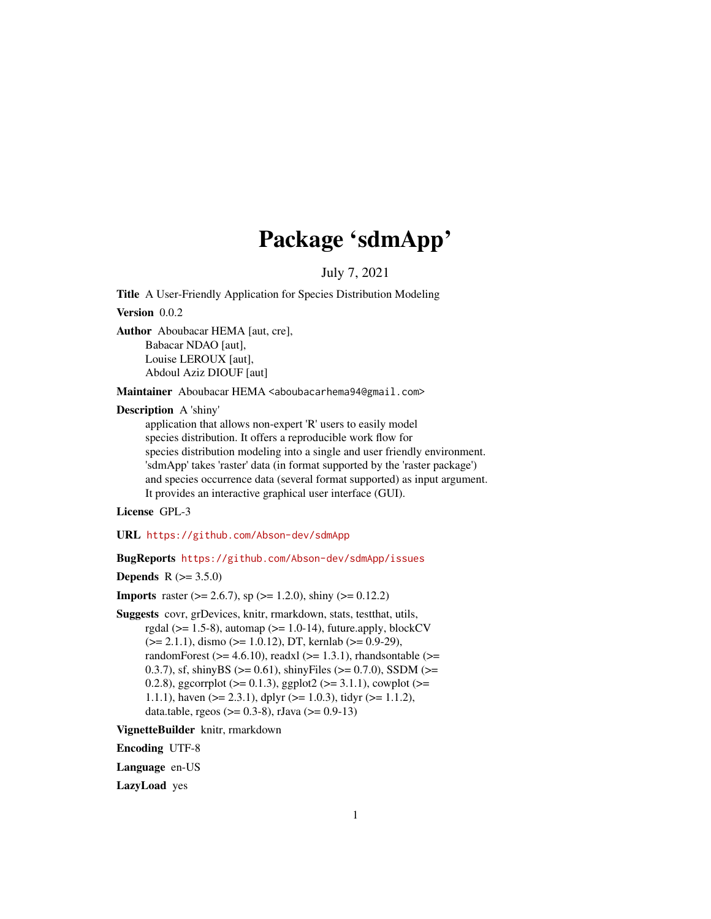# Package 'sdmApp'

July 7, 2021

**Title** A User-Friendly Application for Species Distribution Modeling

**Version** 0.0.2

**Author** Aboubacar HEMA [aut, cre],
Babacar NDAO [aut],
Louise LEROUX [aut],
Abdoul Aziz DIOUF [aut]

**Maintainer** Aboubacar HEMA <aboubacarhema94@gmail.com>

**Description** A 'shiny'
application that allows non-expert 'R' users to easily model
species distribution. It offers a reproducible work flow for
species distribution modeling into a single and user friendly environment.
'sdmApp' takes 'raster' data (in format supported by the 'raster package')
and species occurrence data (several format supported) as input argument.
It provides an interactive graphical user interface (GUI).

**License** GPL-3

**URL** https://github.com/Abson-dev/sdmApp

**BugReports** https://github.com/Abson-dev/sdmApp/issues

**Depends** R (>= 3.5.0)

**Imports** raster (>= 2.6.7), sp (>= 1.2.0), shiny (>= 0.12.2)

**Suggests** covr, grDevices, knitr, rmarkdown, stats, testthat, utils,
rgdal (>= 1.5-8), automap (>= 1.0-14), future.apply, blockCV
(>= 2.1.1), dismo (>= 1.0.12), DT, kernlab (>= 0.9-29),
randomForest (>= 4.6.10), readxl (>= 1.3.1), rhandsontable (>=
0.3.7), sf, shinyBS (>= 0.61), shinyFiles (>= 0.7.0), SSDM (>=
0.2.8), ggcorrplot (>= 0.1.3), ggplot2 (>= 3.1.1), cowplot (>=
1.1.1), haven (>= 2.3.1), dplyr (>= 1.0.3), tidyr (>= 1.1.2),
data.table, rgeos (>= 0.3-8), rJava (>= 0.9-13)

**VignetteBuilder** knitr, rmarkdown

**Encoding** UTF-8

**Language** en-US

**LazyLoad** yes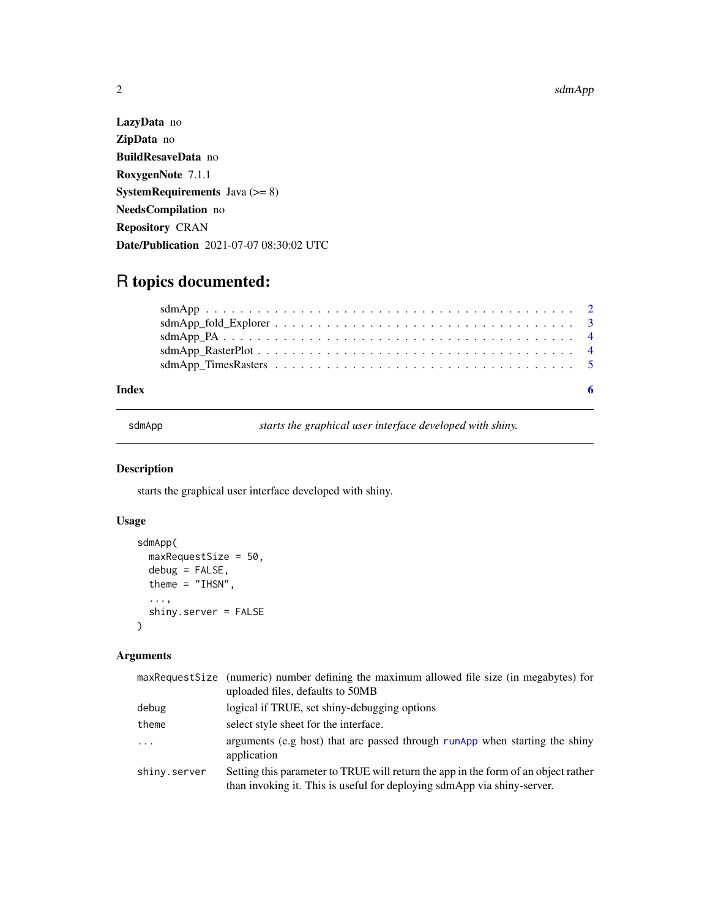**LazyData** no

**ZipData** no

**BuildResaveData** no

**RoxygenNote** 7.1.1

**SystemRequirements** Java (>= 8)

**NeedsCompilation** no

**Repository** CRAN

**Date/Publication** 2021-07-07 08:30:02 UTC

# R topics documented:

- sdmApp . . . . . . . . . . . . . . . . . . . . . . . . . . . . . . . . . . . . . . . . . 2
- sdmApp_fold_Explorer . . . . . . . . . . . . . . . . . . . . . . . . . . . . . . . . . 3
- sdmApp_PA . . . . . . . . . . . . . . . . . . . . . . . . . . . . . . . . . . . . . . . 4
- sdmApp_RasterPlot . . . . . . . . . . . . . . . . . . . . . . . . . . . . . . . . . . 4
- sdmApp_TimesRasters . . . . . . . . . . . . . . . . . . . . . . . . . . . . . . . . . 5

**Index** 6

---

sdmApp *starts the graphical user interface developed with shiny.*

---

## Description

starts the graphical user interface developed with shiny.

## Usage

```
sdmApp(
  maxRequestSize = 50,
  debug = FALSE,
  theme = "IHSN",
  ...,
  shiny.server = FALSE
)
```

## Arguments

| | |
|---|---|
| maxRequestSize | (numeric) number defining the maximum allowed file size (in megabytes) for uploaded files, defaults to 50MB |
| debug | logical if TRUE, set shiny-debugging options |
| theme | select style sheet for the interface. |
| ... | arguments (e.g host) that are passed through runApp when starting the shiny application |
| shiny.server | Setting this parameter to TRUE will return the app in the form of an object rather than invoking it. This is useful for deploying sdmApp via shiny-server. |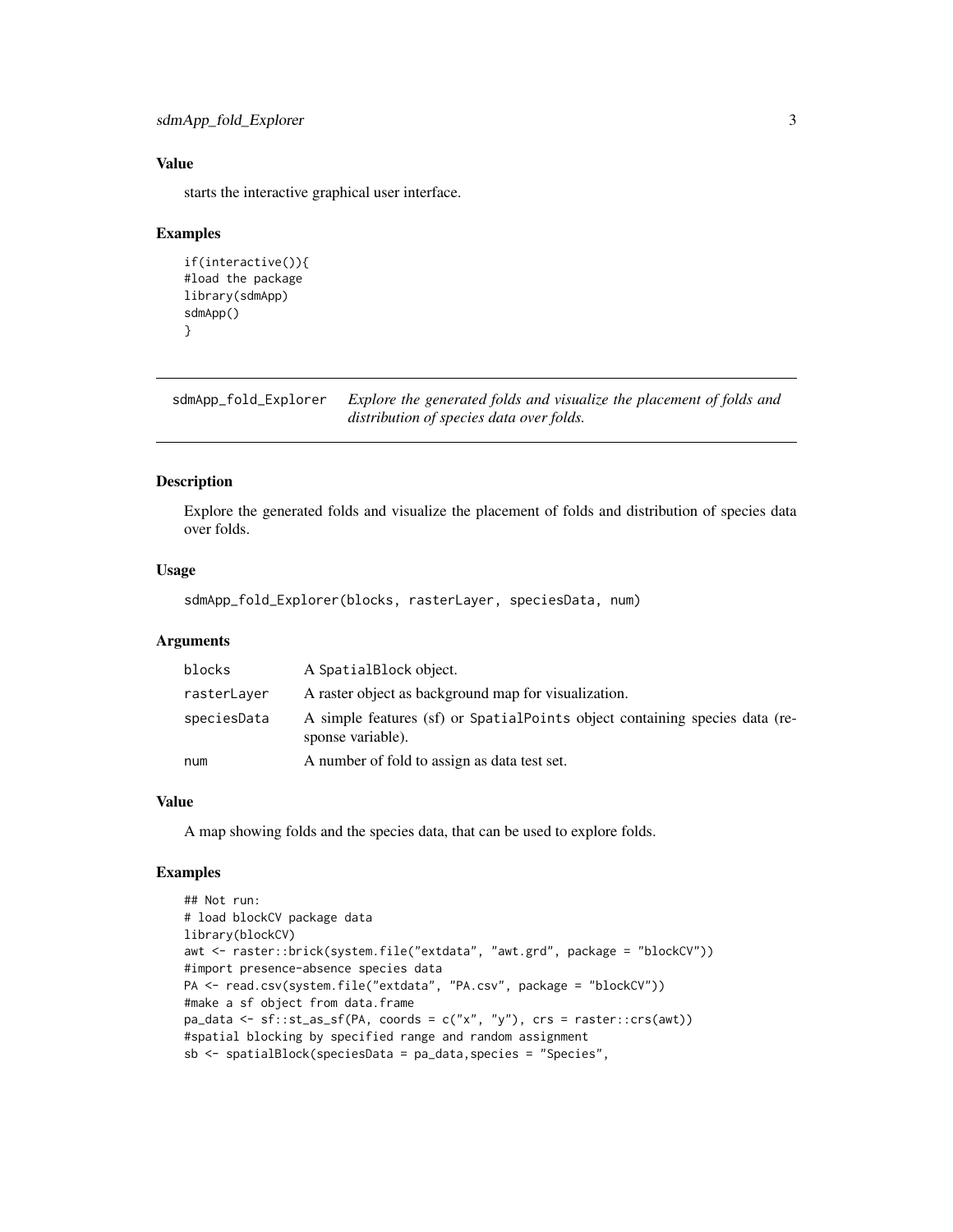### Value

starts the interactive graphical user interface.

### Examples

```
if(interactive()){
#load the package
library(sdmApp)
sdmApp()
}
```

---

## sdmApp_fold_Explorer    *Explore the generated folds and visualize the placement of folds and distribution of species data over folds.*

### Description

Explore the generated folds and visualize the placement of folds and distribution of species data over folds.

### Usage

```
sdmApp_fold_Explorer(blocks, rasterLayer, speciesData, num)
```

### Arguments

| | |
|---|---|
| `blocks` | A `SpatialBlock` object. |
| `rasterLayer` | A raster object as background map for visualization. |
| `speciesData` | A simple features (sf) or `SpatialPoints` object containing species data (response variable). |
| `num` | A number of fold to assign as data test set. |

### Value

A map showing folds and the species data, that can be used to explore folds.

### Examples

```
## Not run:
# load blockCV package data
library(blockCV)
awt <- raster::brick(system.file("extdata", "awt.grd", package = "blockCV"))
#import presence-absence species data
PA <- read.csv(system.file("extdata", "PA.csv", package = "blockCV"))
#make a sf object from data.frame
pa_data <- sf::st_as_sf(PA, coords = c("x", "y"), crs = raster::crs(awt))
#spatial blocking by specified range and random assignment
sb <- spatialBlock(speciesData = pa_data,species = "Species",
```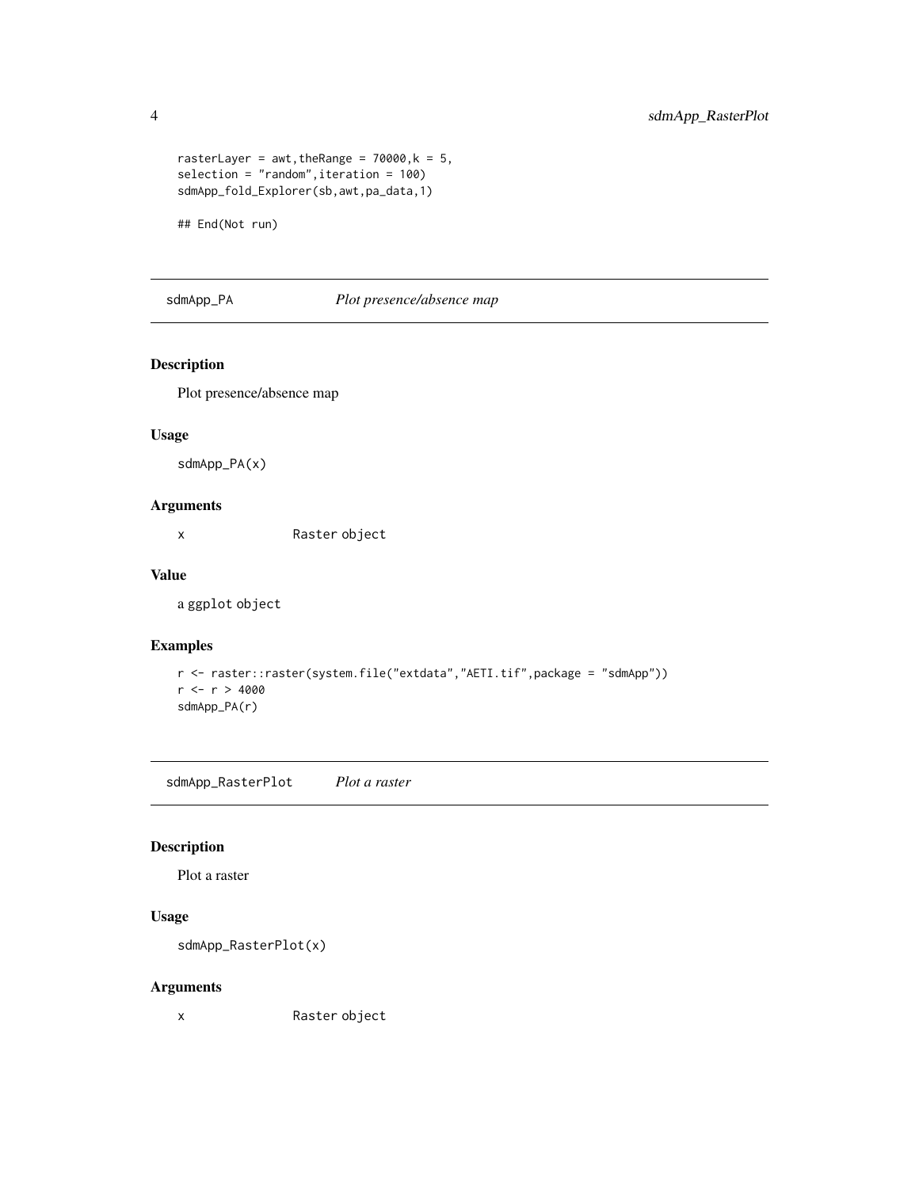```
rasterLayer = awt,theRange = 70000,k = 5,
selection = "random",iteration = 100)
sdmApp_fold_Explorer(sb,awt,pa_data,1)

## End(Not run)
```

## sdmApp_PA — *Plot presence/absence map*

### Description

Plot presence/absence map

### Usage

```
sdmApp_PA(x)
```

### Arguments

| | |
|---|---|
| x | Raster object |

### Value

a ggplot object

### Examples

```
r <- raster::raster(system.file("extdata","AETI.tif",package = "sdmApp"))
r <- r > 4000
sdmApp_PA(r)
```

## sdmApp_RasterPlot — *Plot a raster*

### Description

Plot a raster

### Usage

```
sdmApp_RasterPlot(x)
```

### Arguments

| | |
|---|---|
| x | Raster object |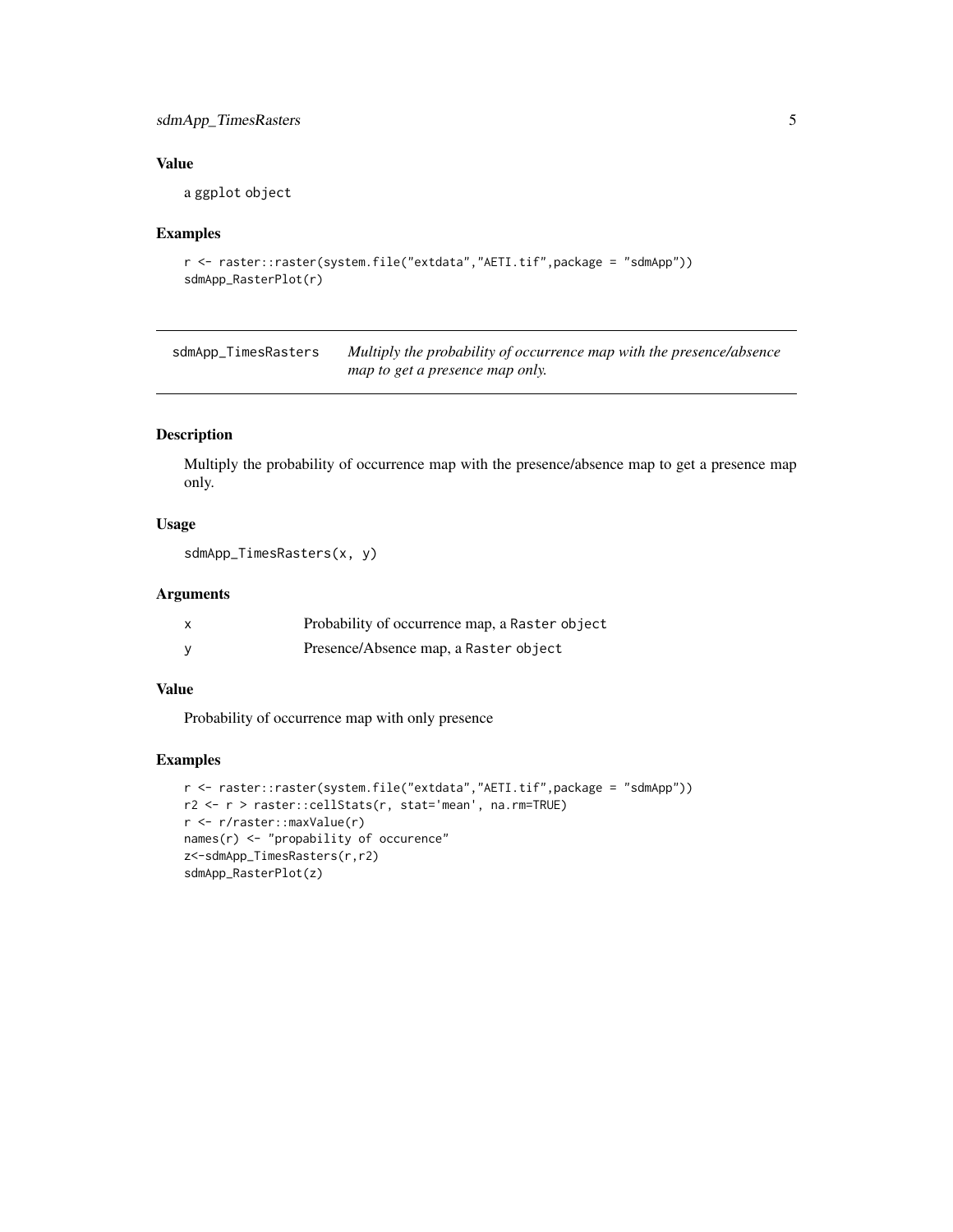### Value

a ggplot object

### Examples

```
r <- raster::raster(system.file("extdata","AETI.tif",package = "sdmApp"))
sdmApp_RasterPlot(r)
```

---

## sdmApp_TimesRasters *Multiply the probability of occurrence map with the presence/absence map to get a presence map only.*

---

### Description

Multiply the probability of occurrence map with the presence/absence map to get a presence map only.

### Usage

```
sdmApp_TimesRasters(x, y)
```

### Arguments

| | |
|---|---|
| x | Probability of occurrence map, a Raster object |
| y | Presence/Absence map, a Raster object |

### Value

Probability of occurrence map with only presence

### Examples

```
r <- raster::raster(system.file("extdata","AETI.tif",package = "sdmApp"))
r2 <- r > raster::cellStats(r, stat='mean', na.rm=TRUE)
r <- r/raster::maxValue(r)
names(r) <- "propability of occurence"
z<-sdmApp_TimesRasters(r,r2)
sdmApp_RasterPlot(z)
```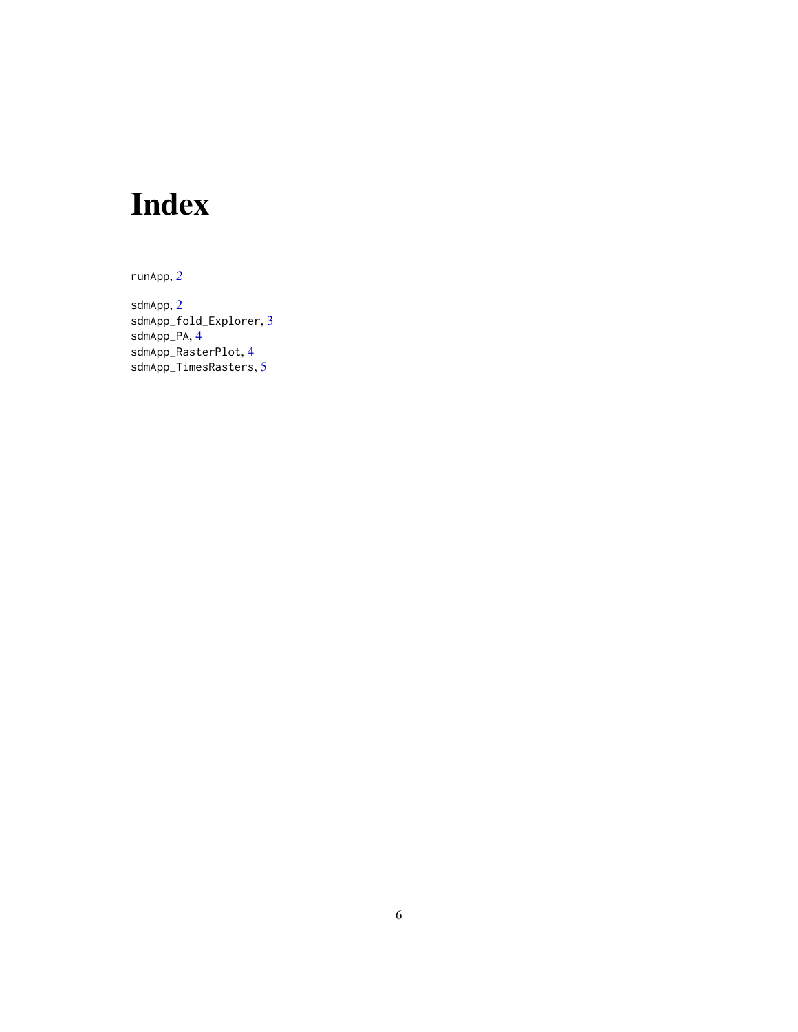# Index

runApp, *2*

sdmApp, 2
sdmApp_fold_Explorer, 3
sdmApp_PA, 4
sdmApp_RasterPlot, 4
sdmApp_TimesRasters, 5